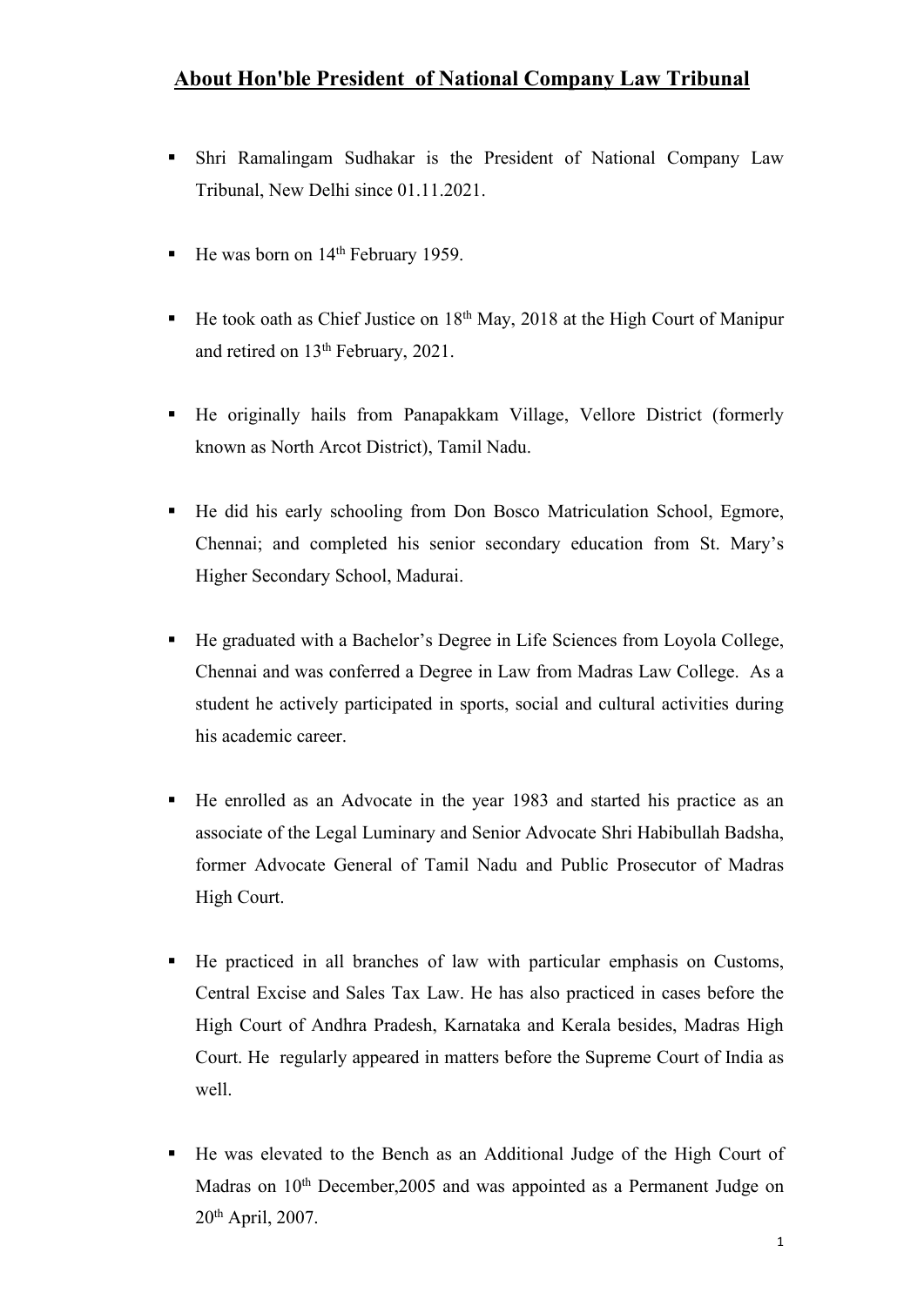## About Hon'ble President of National Company Law Tribunal

- Shri Ramalingam Sudhakar is the President of National Company Law Tribunal, New Delhi since 01.11.2021.
- He was born on 14th February 1959.
- He took oath as Chief Justice on 18th May, 2018 at the High Court of Manipur and retired on 13th February, 2021.
- He originally hails from Panapakkam Village, Vellore District (formerly known as North Arcot District), Tamil Nadu.
- He did his early schooling from Don Bosco Matriculation School, Egmore, Chennai; and completed his senior secondary education from St. Mary's Higher Secondary School, Madurai.
- He graduated with a Bachelor's Degree in Life Sciences from Loyola College, Chennai and was conferred a Degree in Law from Madras Law College. As a student he actively participated in sports, social and cultural activities during his academic career.
- He enrolled as an Advocate in the year 1983 and started his practice as an associate of the Legal Luminary and Senior Advocate Shri Habibullah Badsha, former Advocate General of Tamil Nadu and Public Prosecutor of Madras High Court.
- He practiced in all branches of law with particular emphasis on Customs, Central Excise and Sales Tax Law. He has also practiced in cases before the High Court of Andhra Pradesh, Karnataka and Kerala besides, Madras High Court. He regularly appeared in matters before the Supreme Court of India as well.
- He was elevated to the Bench as an Additional Judge of the High Court of Madras on 10th December,2005 and was appointed as a Permanent Judge on 20th April, 2007.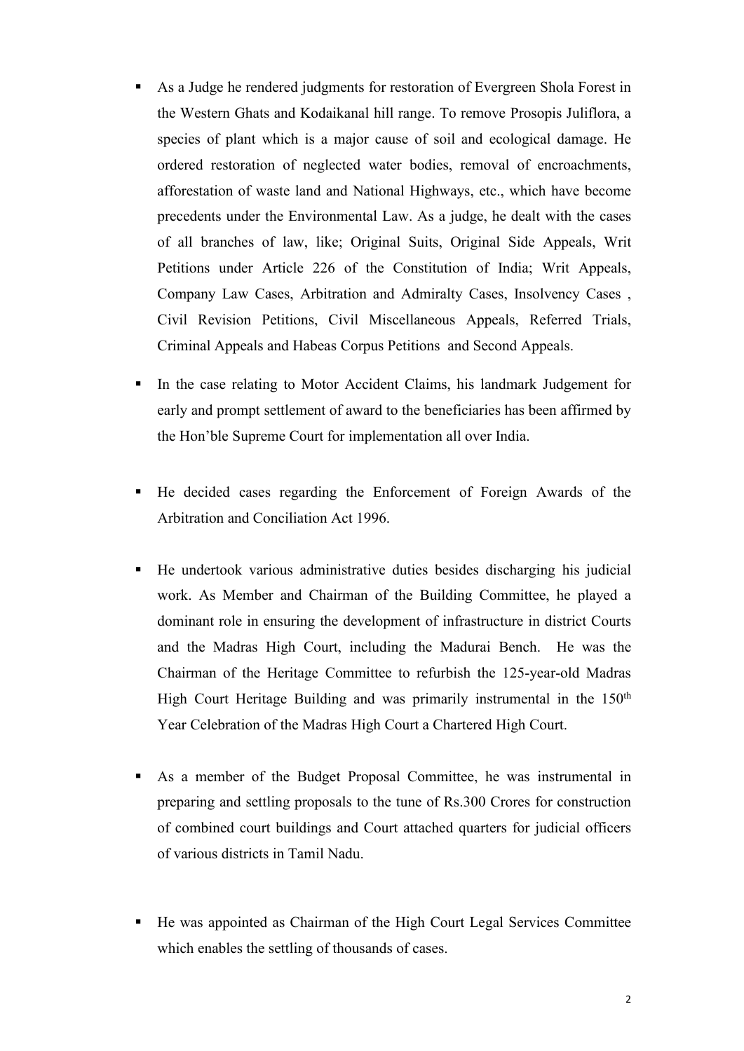- As a Judge he rendered judgments for restoration of Evergreen Shola Forest in the Western Ghats and Kodaikanal hill range. To remove Prosopis Juliflora, a species of plant which is a major cause of soil and ecological damage. He ordered restoration of neglected water bodies, removal of encroachments, afforestation of waste land and National Highways, etc., which have become precedents under the Environmental Law. As a judge, he dealt with the cases of all branches of law, like; Original Suits, Original Side Appeals, Writ Petitions under Article 226 of the Constitution of India; Writ Appeals, Company Law Cases, Arbitration and Admiralty Cases, Insolvency Cases , Civil Revision Petitions, Civil Miscellaneous Appeals, Referred Trials, Criminal Appeals and Habeas Corpus Petitions and Second Appeals.

- In the case relating to Motor Accident Claims, his landmark Judgement for early and prompt settlement of award to the beneficiaries has been affirmed by the Hon'ble Supreme Court for implementation all over India.

- He decided cases regarding the Enforcement of Foreign Awards of the Arbitration and Conciliation Act 1996.

- He undertook various administrative duties besides discharging his judicial work. As Member and Chairman of the Building Committee, he played a dominant role in ensuring the development of infrastructure in district Courts and the Madras High Court, including the Madurai Bench. He was the Chairman of the Heritage Committee to refurbish the 125-year-old Madras High Court Heritage Building and was primarily instrumental in the 150th Year Celebration of the Madras High Court a Chartered High Court.

- As a member of the Budget Proposal Committee, he was instrumental in preparing and settling proposals to the tune of Rs.300 Crores for construction of combined court buildings and Court attached quarters for judicial officers of various districts in Tamil Nadu.

- He was appointed as Chairman of the High Court Legal Services Committee which enables the settling of thousands of cases.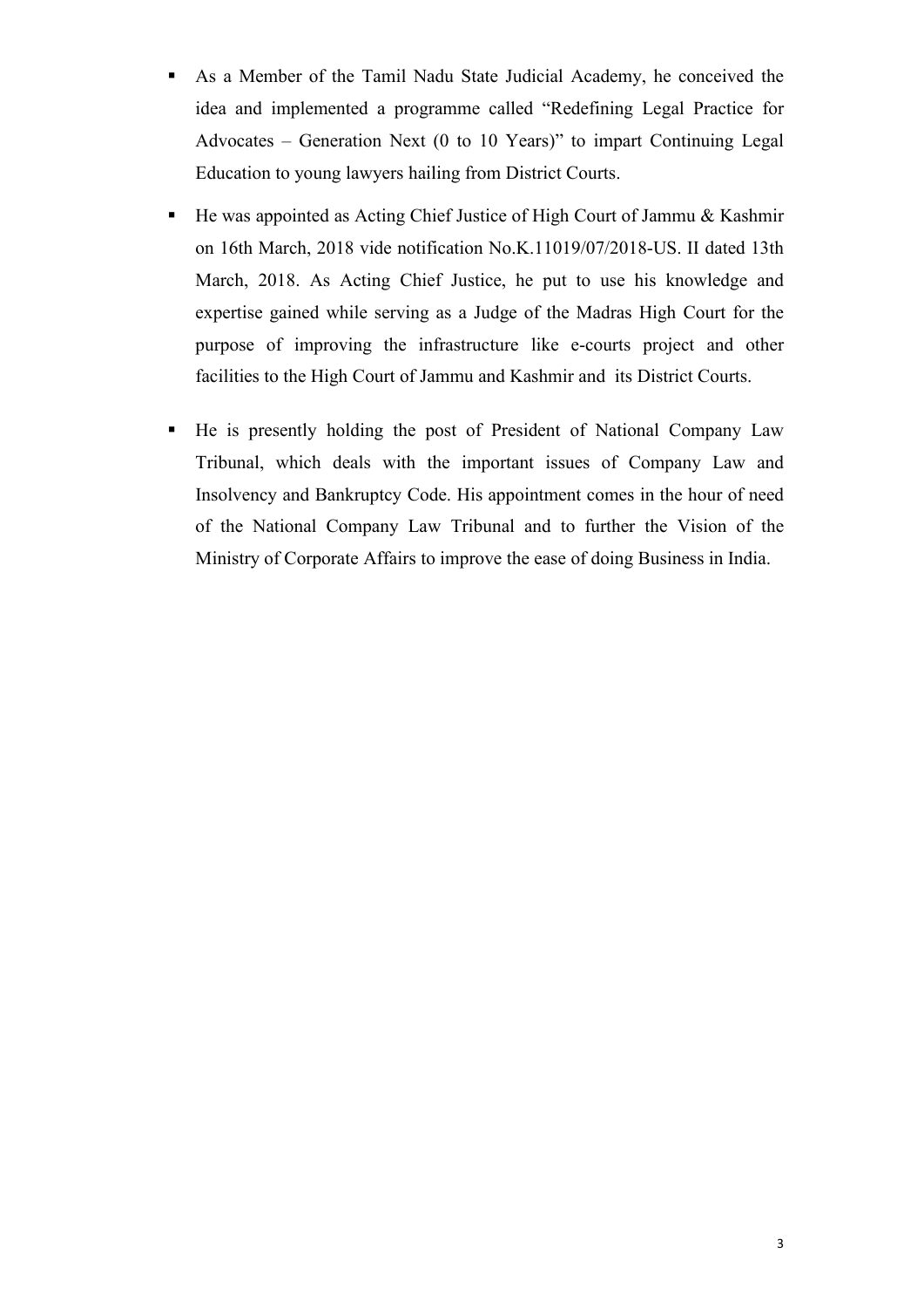- As a Member of the Tamil Nadu State Judicial Academy, he conceived the idea and implemented a programme called "Redefining Legal Practice for Advocates – Generation Next (0 to 10 Years)" to impart Continuing Legal Education to young lawyers hailing from District Courts.

- He was appointed as Acting Chief Justice of High Court of Jammu & Kashmir on 16th March, 2018 vide notification No.K.11019/07/2018-US. II dated 13th March, 2018. As Acting Chief Justice, he put to use his knowledge and expertise gained while serving as a Judge of the Madras High Court for the purpose of improving the infrastructure like e-courts project and other facilities to the High Court of Jammu and Kashmir and its District Courts.

- He is presently holding the post of President of National Company Law Tribunal, which deals with the important issues of Company Law and Insolvency and Bankruptcy Code. His appointment comes in the hour of need of the National Company Law Tribunal and to further the Vision of the Ministry of Corporate Affairs to improve the ease of doing Business in India.